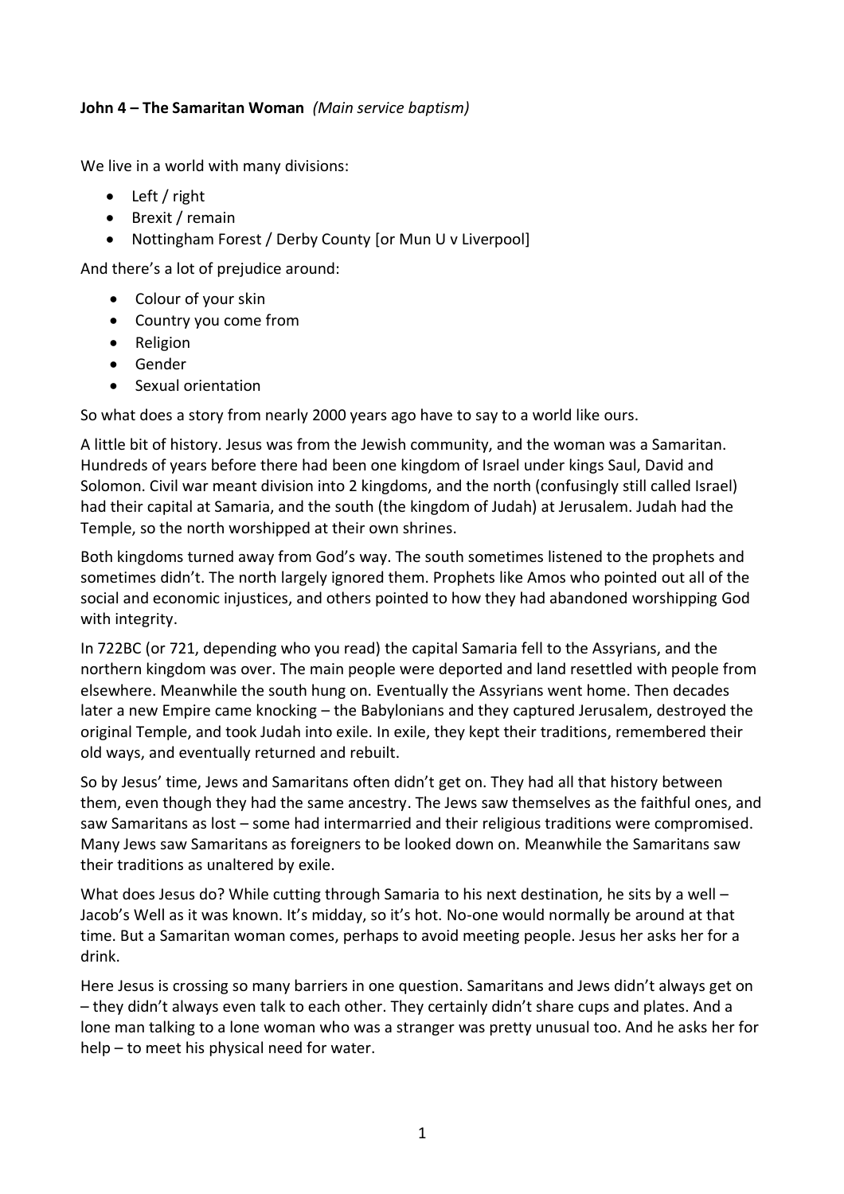**John 4 – The Samaritan Woman** *(Main service baptism)*

We live in a world with many divisions:

- Left / right
- Brexit / remain
- Nottingham Forest / Derby County [or Mun U v Liverpool]

And there's a lot of prejudice around:

- Colour of your skin
- Country you come from
- Religion
- Gender
- Sexual orientation

So what does a story from nearly 2000 years ago have to say to a world like ours.

A little bit of history. Jesus was from the Jewish community, and the woman was a Samaritan. Hundreds of years before there had been one kingdom of Israel under kings Saul, David and Solomon. Civil war meant division into 2 kingdoms, and the north (confusingly still called Israel) had their capital at Samaria, and the south (the kingdom of Judah) at Jerusalem. Judah had the Temple, so the north worshipped at their own shrines.

Both kingdoms turned away from God's way. The south sometimes listened to the prophets and sometimes didn't. The north largely ignored them. Prophets like Amos who pointed out all of the social and economic injustices, and others pointed to how they had abandoned worshipping God with integrity.

In 722BC (or 721, depending who you read) the capital Samaria fell to the Assyrians, and the northern kingdom was over. The main people were deported and land resettled with people from elsewhere. Meanwhile the south hung on. Eventually the Assyrians went home. Then decades later a new Empire came knocking – the Babylonians and they captured Jerusalem, destroyed the original Temple, and took Judah into exile. In exile, they kept their traditions, remembered their old ways, and eventually returned and rebuilt.

So by Jesus' time, Jews and Samaritans often didn't get on. They had all that history between them, even though they had the same ancestry. The Jews saw themselves as the faithful ones, and saw Samaritans as lost – some had intermarried and their religious traditions were compromised. Many Jews saw Samaritans as foreigners to be looked down on. Meanwhile the Samaritans saw their traditions as unaltered by exile.

What does Jesus do? While cutting through Samaria to his next destination, he sits by a well – Jacob's Well as it was known. It's midday, so it's hot. No-one would normally be around at that time. But a Samaritan woman comes, perhaps to avoid meeting people. Jesus her asks her for a drink.

Here Jesus is crossing so many barriers in one question. Samaritans and Jews didn't always get on – they didn't always even talk to each other. They certainly didn't share cups and plates. And a lone man talking to a lone woman who was a stranger was pretty unusual too. And he asks her for help – to meet his physical need for water.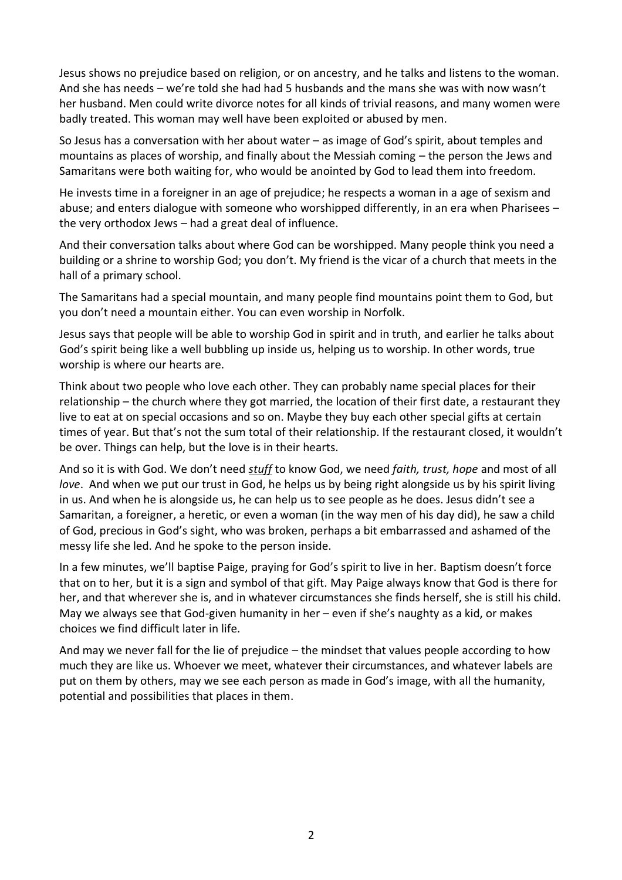Jesus shows no prejudice based on religion, or on ancestry, and he talks and listens to the woman. And she has needs – we're told she had had 5 husbands and the mans she was with now wasn't her husband. Men could write divorce notes for all kinds of trivial reasons, and many women were badly treated. This woman may well have been exploited or abused by men.

So Jesus has a conversation with her about water – as image of God's spirit, about temples and mountains as places of worship, and finally about the Messiah coming – the person the Jews and Samaritans were both waiting for, who would be anointed by God to lead them into freedom.

He invests time in a foreigner in an age of prejudice; he respects a woman in a age of sexism and abuse; and enters dialogue with someone who worshipped differently, in an era when Pharisees – the very orthodox Jews – had a great deal of influence.

And their conversation talks about where God can be worshipped. Many people think you need a building or a shrine to worship God; you don't. My friend is the vicar of a church that meets in the hall of a primary school.

The Samaritans had a special mountain, and many people find mountains point them to God, but you don't need a mountain either. You can even worship in Norfolk.

Jesus says that people will be able to worship God in spirit and in truth, and earlier he talks about God's spirit being like a well bubbling up inside us, helping us to worship. In other words, true worship is where our hearts are.

Think about two people who love each other. They can probably name special places for their relationship – the church where they got married, the location of their first date, a restaurant they live to eat at on special occasions and so on. Maybe they buy each other special gifts at certain times of year. But that's not the sum total of their relationship. If the restaurant closed, it wouldn't be over. Things can help, but the love is in their hearts.

And so it is with God. We don't need ***stuff*** to know God, we need *faith, trust, hope* and most of all *love*. And when we put our trust in God, he helps us by being right alongside us by his spirit living in us. And when he is alongside us, he can help us to see people as he does. Jesus didn't see a Samaritan, a foreigner, a heretic, or even a woman (in the way men of his day did), he saw a child of God, precious in God's sight, who was broken, perhaps a bit embarrassed and ashamed of the messy life she led. And he spoke to the person inside.

In a few minutes, we'll baptise Paige, praying for God's spirit to live in her. Baptism doesn't force that on to her, but it is a sign and symbol of that gift. May Paige always know that God is there for her, and that wherever she is, and in whatever circumstances she finds herself, she is still his child. May we always see that God-given humanity in her – even if she's naughty as a kid, or makes choices we find difficult later in life.

And may we never fall for the lie of prejudice – the mindset that values people according to how much they are like us. Whoever we meet, whatever their circumstances, and whatever labels are put on them by others, may we see each person as made in God's image, with all the humanity, potential and possibilities that places in them.